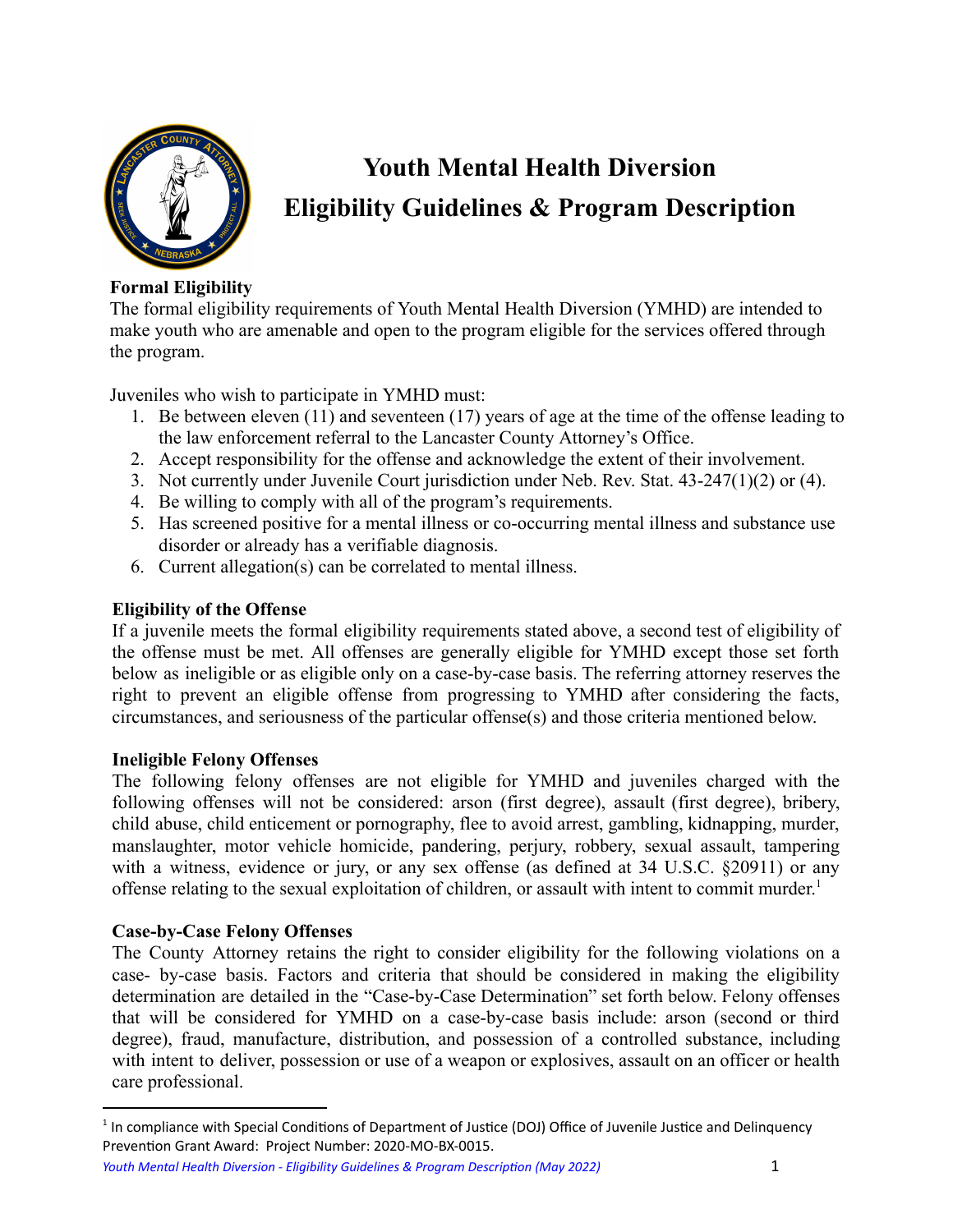# Youth Mental Health Diversion
# Eligibility Guidelines & Program Description

**Formal Eligibility**

The formal eligibility requirements of Youth Mental Health Diversion (YMHD) are intended to make youth who are amenable and open to the program eligible for the services offered through the program.

Juveniles who wish to participate in YMHD must:

1. Be between eleven (11) and seventeen (17) years of age at the time of the offense leading to the law enforcement referral to the Lancaster County Attorney's Office.
2. Accept responsibility for the offense and acknowledge the extent of their involvement.
3. Not currently under Juvenile Court jurisdiction under Neb. Rev. Stat. 43-247(1)(2) or (4).
4. Be willing to comply with all of the program's requirements.
5. Has screened positive for a mental illness or co-occurring mental illness and substance use disorder or already has a verifiable diagnosis.
6. Current allegation(s) can be correlated to mental illness.

**Eligibility of the Offense**

If a juvenile meets the formal eligibility requirements stated above, a second test of eligibility of the offense must be met. All offenses are generally eligible for YMHD except those set forth below as ineligible or as eligible only on a case-by-case basis. The referring attorney reserves the right to prevent an eligible offense from progressing to YMHD after considering the facts, circumstances, and seriousness of the particular offense(s) and those criteria mentioned below.

**Ineligible Felony Offenses**

The following felony offenses are not eligible for YMHD and juveniles charged with the following offenses will not be considered: arson (first degree), assault (first degree), bribery, child abuse, child enticement or pornography, flee to avoid arrest, gambling, kidnapping, murder, manslaughter, motor vehicle homicide, pandering, perjury, robbery, sexual assault, tampering with a witness, evidence or jury, or any sex offense (as defined at 34 U.S.C. §20911) or any offense relating to the sexual exploitation of children, or assault with intent to commit murder.[1]

**Case-by-Case Felony Offenses**

The County Attorney retains the right to consider eligibility for the following violations on a case- by-case basis. Factors and criteria that should be considered in making the eligibility determination are detailed in the "Case-by-Case Determination" set forth below. Felony offenses that will be considered for YMHD on a case-by-case basis include: arson (second or third degree), fraud, manufacture, distribution, and possession of a controlled substance, including with intent to deliver, possession or use of a weapon or explosives, assault on an officer or health care professional.

[1] In compliance with Special Conditions of Department of Justice (DOJ) Office of Juvenile Justice and Delinquency Prevention Grant Award: Project Number: 2020-MO-BX-0015.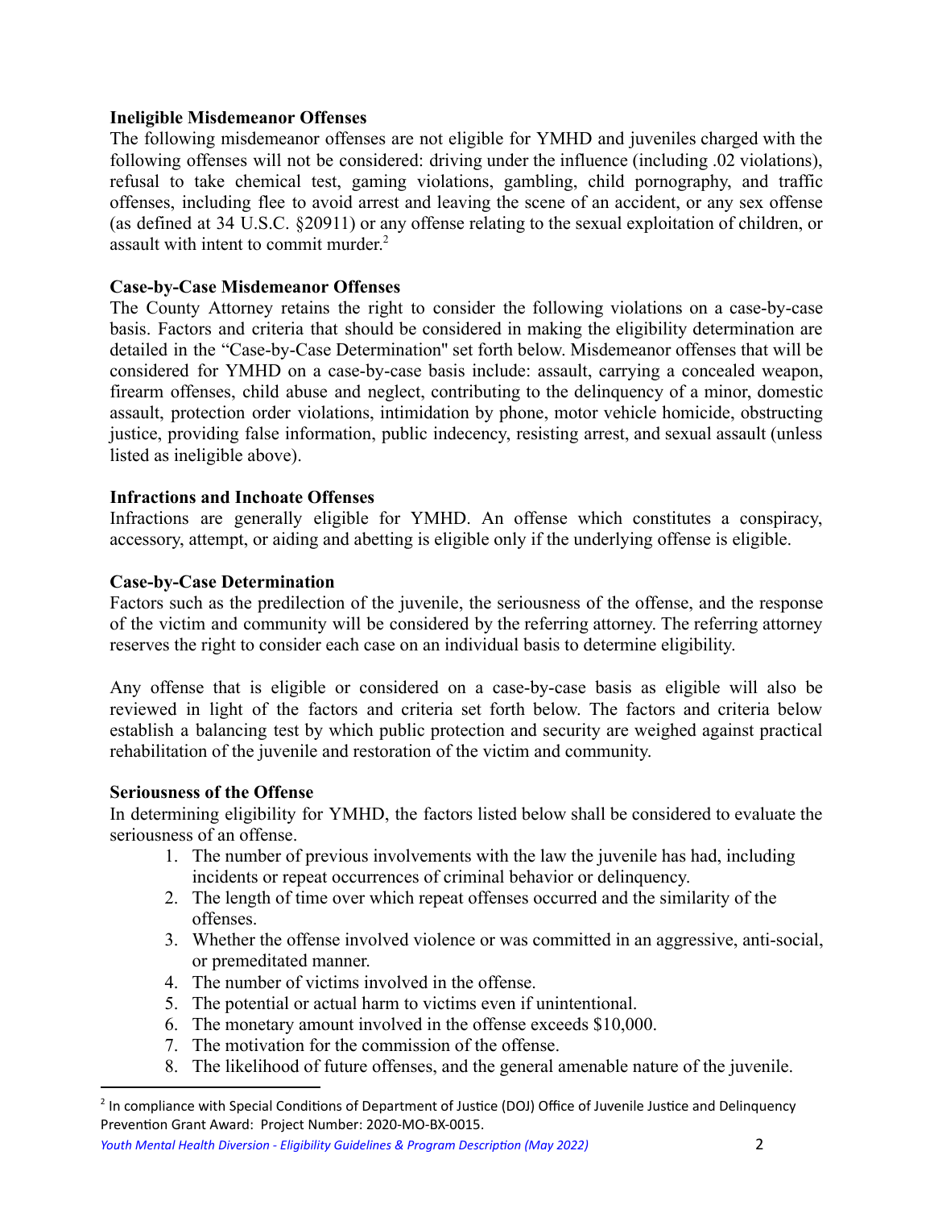**Ineligible Misdemeanor Offenses**

The following misdemeanor offenses are not eligible for YMHD and juveniles charged with the following offenses will not be considered: driving under the influence (including .02 violations), refusal to take chemical test, gaming violations, gambling, child pornography, and traffic offenses, including flee to avoid arrest and leaving the scene of an accident, or any sex offense (as defined at 34 U.S.C. §20911) or any offense relating to the sexual exploitation of children, or assault with intent to commit murder.[2]

**Case-by-Case Misdemeanor Offenses**

The County Attorney retains the right to consider the following violations on a case-by-case basis. Factors and criteria that should be considered in making the eligibility determination are detailed in the "Case-by-Case Determination" set forth below. Misdemeanor offenses that will be considered for YMHD on a case-by-case basis include: assault, carrying a concealed weapon, firearm offenses, child abuse and neglect, contributing to the delinquency of a minor, domestic assault, protection order violations, intimidation by phone, motor vehicle homicide, obstructing justice, providing false information, public indecency, resisting arrest, and sexual assault (unless listed as ineligible above).

**Infractions and Inchoate Offenses**

Infractions are generally eligible for YMHD. An offense which constitutes a conspiracy, accessory, attempt, or aiding and abetting is eligible only if the underlying offense is eligible.

**Case-by-Case Determination**

Factors such as the predilection of the juvenile, the seriousness of the offense, and the response of the victim and community will be considered by the referring attorney. The referring attorney reserves the right to consider each case on an individual basis to determine eligibility.

Any offense that is eligible or considered on a case-by-case basis as eligible will also be reviewed in light of the factors and criteria set forth below. The factors and criteria below establish a balancing test by which public protection and security are weighed against practical rehabilitation of the juvenile and restoration of the victim and community.

**Seriousness of the Offense**

In determining eligibility for YMHD, the factors listed below shall be considered to evaluate the seriousness of an offense.

1. The number of previous involvements with the law the juvenile has had, including incidents or repeat occurrences of criminal behavior or delinquency.
2. The length of time over which repeat offenses occurred and the similarity of the offenses.
3. Whether the offense involved violence or was committed in an aggressive, anti-social, or premeditated manner.
4. The number of victims involved in the offense.
5. The potential or actual harm to victims even if unintentional.
6. The monetary amount involved in the offense exceeds $10,000.
7. The motivation for the commission of the offense.
8. The likelihood of future offenses, and the general amenable nature of the juvenile.

[2] In compliance with Special Conditions of Department of Justice (DOJ) Office of Juvenile Justice and Delinquency Prevention Grant Award: Project Number: 2020-MO-BX-0015.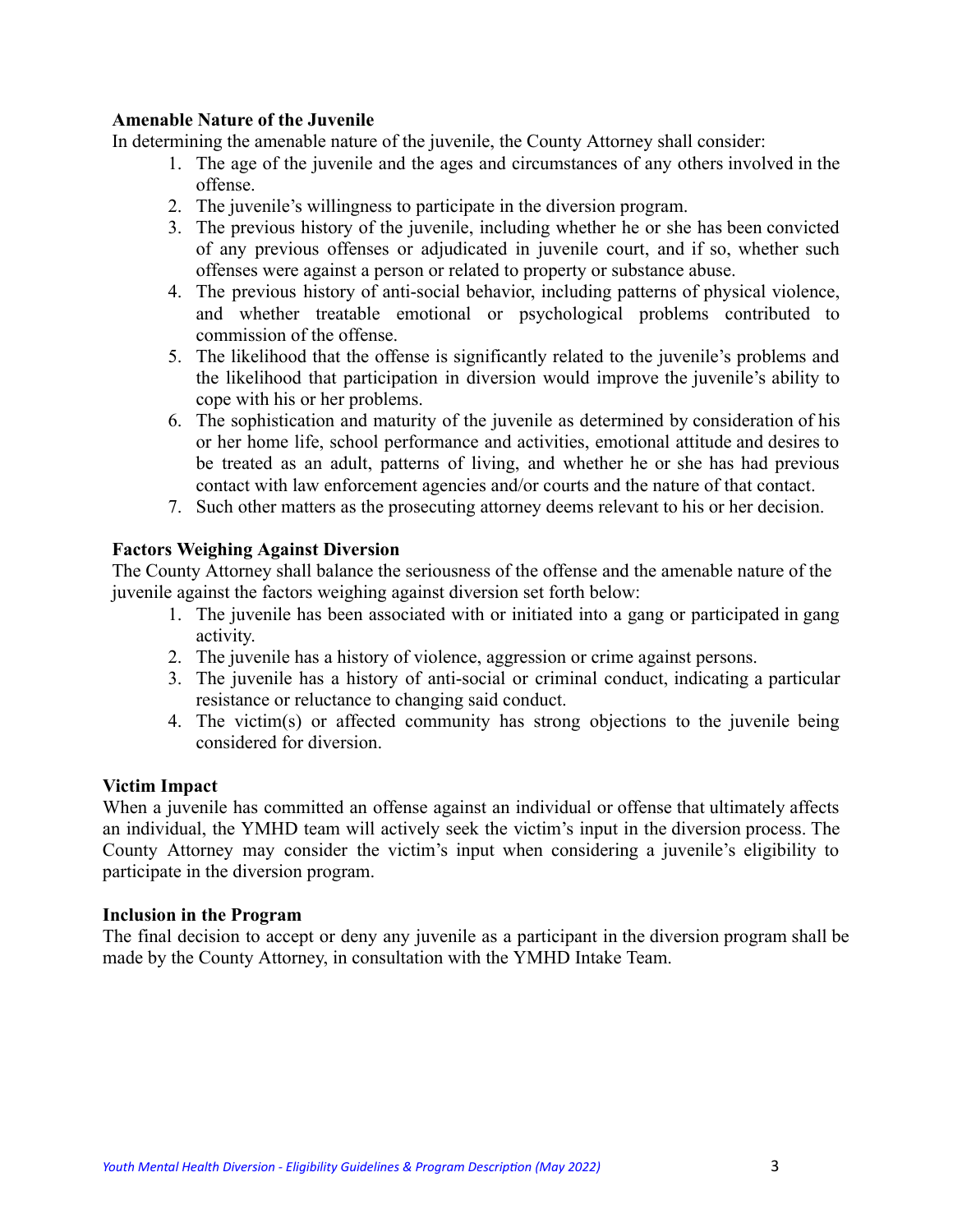**Amenable Nature of the Juvenile**

In determining the amenable nature of the juvenile, the County Attorney shall consider:

1. The age of the juvenile and the ages and circumstances of any others involved in the offense.
2. The juvenile's willingness to participate in the diversion program.
3. The previous history of the juvenile, including whether he or she has been convicted of any previous offenses or adjudicated in juvenile court, and if so, whether such offenses were against a person or related to property or substance abuse.
4. The previous history of anti-social behavior, including patterns of physical violence, and whether treatable emotional or psychological problems contributed to commission of the offense.
5. The likelihood that the offense is significantly related to the juvenile's problems and the likelihood that participation in diversion would improve the juvenile's ability to cope with his or her problems.
6. The sophistication and maturity of the juvenile as determined by consideration of his or her home life, school performance and activities, emotional attitude and desires to be treated as an adult, patterns of living, and whether he or she has had previous contact with law enforcement agencies and/or courts and the nature of that contact.
7. Such other matters as the prosecuting attorney deems relevant to his or her decision.

**Factors Weighing Against Diversion**

The County Attorney shall balance the seriousness of the offense and the amenable nature of the juvenile against the factors weighing against diversion set forth below:

1. The juvenile has been associated with or initiated into a gang or participated in gang activity.
2. The juvenile has a history of violence, aggression or crime against persons.
3. The juvenile has a history of anti-social or criminal conduct, indicating a particular resistance or reluctance to changing said conduct.
4. The victim(s) or affected community has strong objections to the juvenile being considered for diversion.

**Victim Impact**

When a juvenile has committed an offense against an individual or offense that ultimately affects an individual, the YMHD team will actively seek the victim's input in the diversion process. The County Attorney may consider the victim's input when considering a juvenile's eligibility to participate in the diversion program.

**Inclusion in the Program**

The final decision to accept or deny any juvenile as a participant in the diversion program shall be made by the County Attorney, in consultation with the YMHD Intake Team.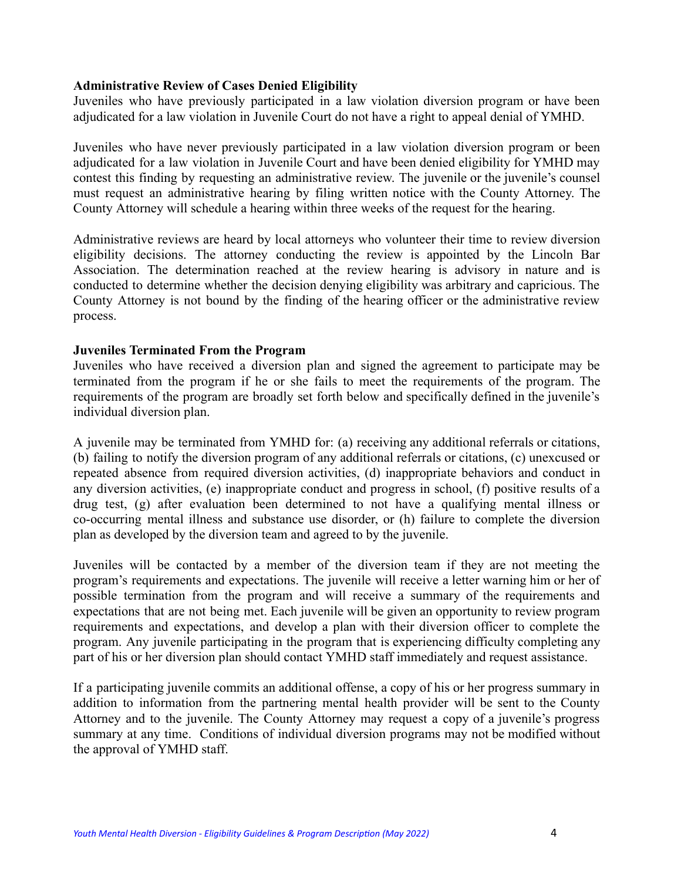**Administrative Review of Cases Denied Eligibility**

Juveniles who have previously participated in a law violation diversion program or have been adjudicated for a law violation in Juvenile Court do not have a right to appeal denial of YMHD.

Juveniles who have never previously participated in a law violation diversion program or been adjudicated for a law violation in Juvenile Court and have been denied eligibility for YMHD may contest this finding by requesting an administrative review. The juvenile or the juvenile's counsel must request an administrative hearing by filing written notice with the County Attorney. The County Attorney will schedule a hearing within three weeks of the request for the hearing.

Administrative reviews are heard by local attorneys who volunteer their time to review diversion eligibility decisions. The attorney conducting the review is appointed by the Lincoln Bar Association. The determination reached at the review hearing is advisory in nature and is conducted to determine whether the decision denying eligibility was arbitrary and capricious. The County Attorney is not bound by the finding of the hearing officer or the administrative review process.

**Juveniles Terminated From the Program**

Juveniles who have received a diversion plan and signed the agreement to participate may be terminated from the program if he or she fails to meet the requirements of the program. The requirements of the program are broadly set forth below and specifically defined in the juvenile's individual diversion plan.

A juvenile may be terminated from YMHD for: (a) receiving any additional referrals or citations, (b) failing to notify the diversion program of any additional referrals or citations, (c) unexcused or repeated absence from required diversion activities, (d) inappropriate behaviors and conduct in any diversion activities, (e) inappropriate conduct and progress in school, (f) positive results of a drug test, (g) after evaluation been determined to not have a qualifying mental illness or co-occurring mental illness and substance use disorder, or (h) failure to complete the diversion plan as developed by the diversion team and agreed to by the juvenile.

Juveniles will be contacted by a member of the diversion team if they are not meeting the program's requirements and expectations. The juvenile will receive a letter warning him or her of possible termination from the program and will receive a summary of the requirements and expectations that are not being met. Each juvenile will be given an opportunity to review program requirements and expectations, and develop a plan with their diversion officer to complete the program. Any juvenile participating in the program that is experiencing difficulty completing any part of his or her diversion plan should contact YMHD staff immediately and request assistance.

If a participating juvenile commits an additional offense, a copy of his or her progress summary in addition to information from the partnering mental health provider will be sent to the County Attorney and to the juvenile. The County Attorney may request a copy of a juvenile's progress summary at any time. Conditions of individual diversion programs may not be modified without the approval of YMHD staff.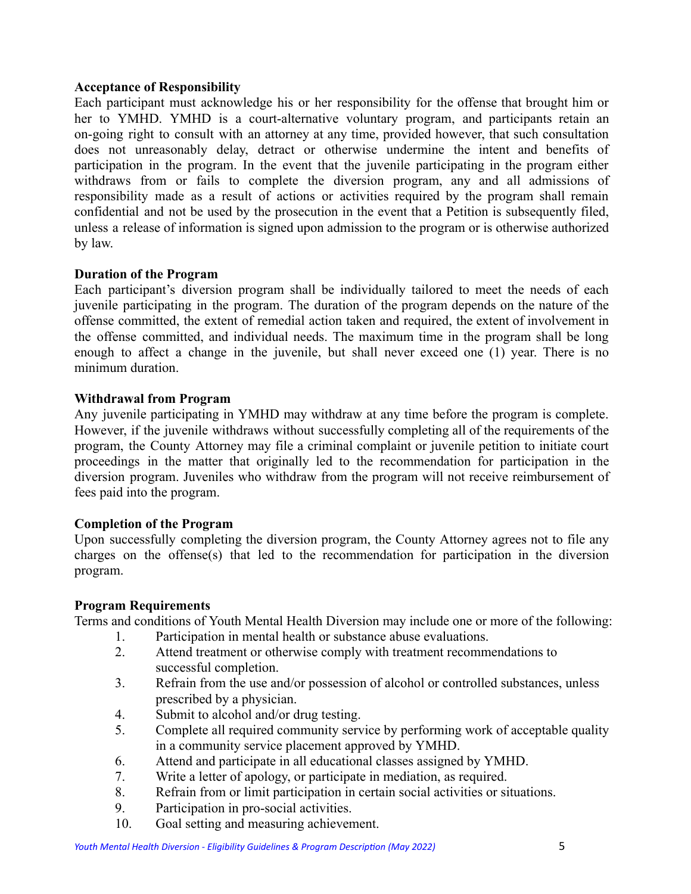**Acceptance of Responsibility**

Each participant must acknowledge his or her responsibility for the offense that brought him or her to YMHD. YMHD is a court-alternative voluntary program, and participants retain an on-going right to consult with an attorney at any time, provided however, that such consultation does not unreasonably delay, detract or otherwise undermine the intent and benefits of participation in the program. In the event that the juvenile participating in the program either withdraws from or fails to complete the diversion program, any and all admissions of responsibility made as a result of actions or activities required by the program shall remain confidential and not be used by the prosecution in the event that a Petition is subsequently filed, unless a release of information is signed upon admission to the program or is otherwise authorized by law.

**Duration of the Program**

Each participant's diversion program shall be individually tailored to meet the needs of each juvenile participating in the program. The duration of the program depends on the nature of the offense committed, the extent of remedial action taken and required, the extent of involvement in the offense committed, and individual needs. The maximum time in the program shall be long enough to affect a change in the juvenile, but shall never exceed one (1) year. There is no minimum duration.

**Withdrawal from Program**

Any juvenile participating in YMHD may withdraw at any time before the program is complete. However, if the juvenile withdraws without successfully completing all of the requirements of the program, the County Attorney may file a criminal complaint or juvenile petition to initiate court proceedings in the matter that originally led to the recommendation for participation in the diversion program. Juveniles who withdraw from the program will not receive reimbursement of fees paid into the program.

**Completion of the Program**

Upon successfully completing the diversion program, the County Attorney agrees not to file any charges on the offense(s) that led to the recommendation for participation in the diversion program.

**Program Requirements**

Terms and conditions of Youth Mental Health Diversion may include one or more of the following:

1. Participation in mental health or substance abuse evaluations.
2. Attend treatment or otherwise comply with treatment recommendations to successful completion.
3. Refrain from the use and/or possession of alcohol or controlled substances, unless prescribed by a physician.
4. Submit to alcohol and/or drug testing.
5. Complete all required community service by performing work of acceptable quality in a community service placement approved by YMHD.
6. Attend and participate in all educational classes assigned by YMHD.
7. Write a letter of apology, or participate in mediation, as required.
8. Refrain from or limit participation in certain social activities or situations.
9. Participation in pro-social activities.
10. Goal setting and measuring achievement.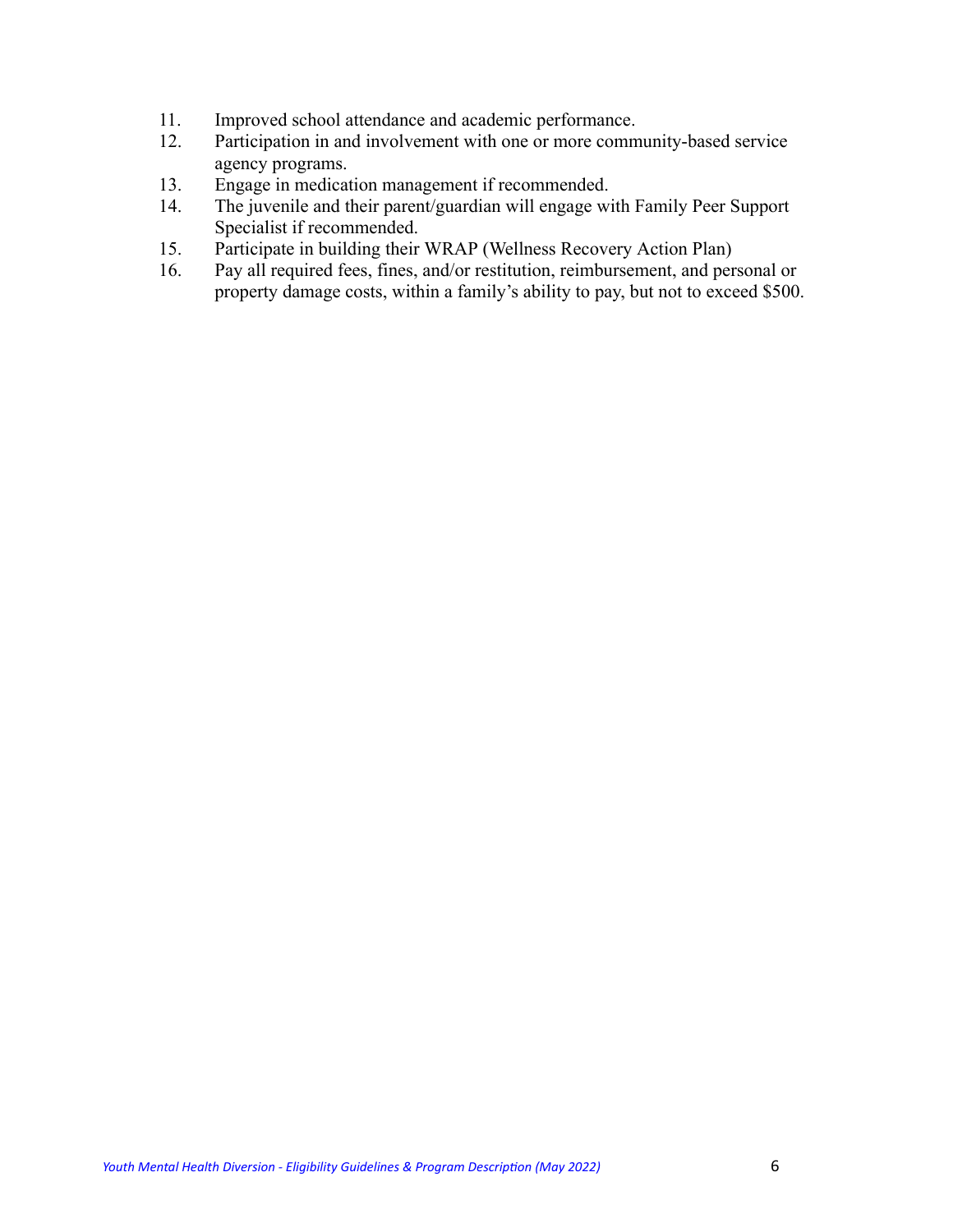11. Improved school attendance and academic performance.
12. Participation in and involvement with one or more community-based service agency programs.
13. Engage in medication management if recommended.
14. The juvenile and their parent/guardian will engage with Family Peer Support Specialist if recommended.
15. Participate in building their WRAP (Wellness Recovery Action Plan)
16. Pay all required fees, fines, and/or restitution, reimbursement, and personal or property damage costs, within a family's ability to pay, but not to exceed $500.